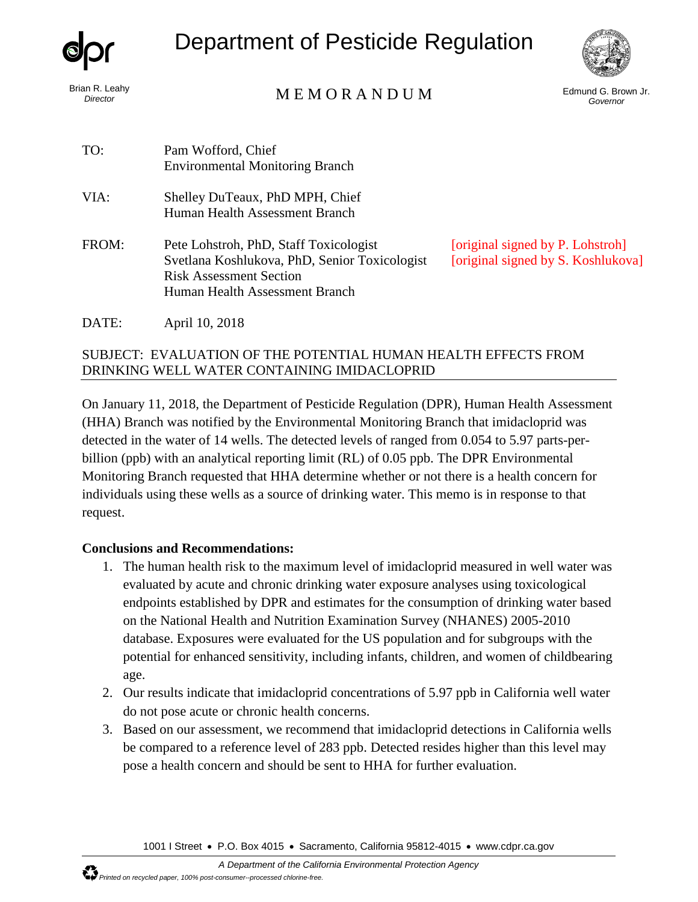Department of Pesticide Regulation

Brian R. Leahy
*Director*

MEMORANDUM

Edmund G. Brown Jr.
*Governor*

TO: Pam Wofford, Chief
Environmental Monitoring Branch

VIA: Shelley DuTeaux, PhD MPH, Chief
Human Health Assessment Branch

FROM: Pete Lohstroh, PhD, Staff Toxicologist [original signed by P. Lohstroh]
Svetlana Koshlukova, PhD, Senior Toxicologist [original signed by S. Koshlukova]
Risk Assessment Section
Human Health Assessment Branch

DATE: April 10, 2018

SUBJECT: EVALUATION OF THE POTENTIAL HUMAN HEALTH EFFECTS FROM DRINKING WELL WATER CONTAINING IMIDACLOPRID

On January 11, 2018, the Department of Pesticide Regulation (DPR), Human Health Assessment (HHA) Branch was notified by the Environmental Monitoring Branch that imidacloprid was detected in the water of 14 wells. The detected levels of ranged from 0.054 to 5.97 parts-per-billion (ppb) with an analytical reporting limit (RL) of 0.05 ppb. The DPR Environmental Monitoring Branch requested that HHA determine whether or not there is a health concern for individuals using these wells as a source of drinking water. This memo is in response to that request.

**Conclusions and Recommendations:**

1. The human health risk to the maximum level of imidacloprid measured in well water was evaluated by acute and chronic drinking water exposure analyses using toxicological endpoints established by DPR and estimates for the consumption of drinking water based on the National Health and Nutrition Examination Survey (NHANES) 2005-2010 database. Exposures were evaluated for the US population and for subgroups with the potential for enhanced sensitivity, including infants, children, and women of childbearing age.
2. Our results indicate that imidacloprid concentrations of 5.97 ppb in California well water do not pose acute or chronic health concerns.
3. Based on our assessment, we recommend that imidacloprid detections in California wells be compared to a reference level of 283 ppb. Detected resides higher than this level may pose a health concern and should be sent to HHA for further evaluation.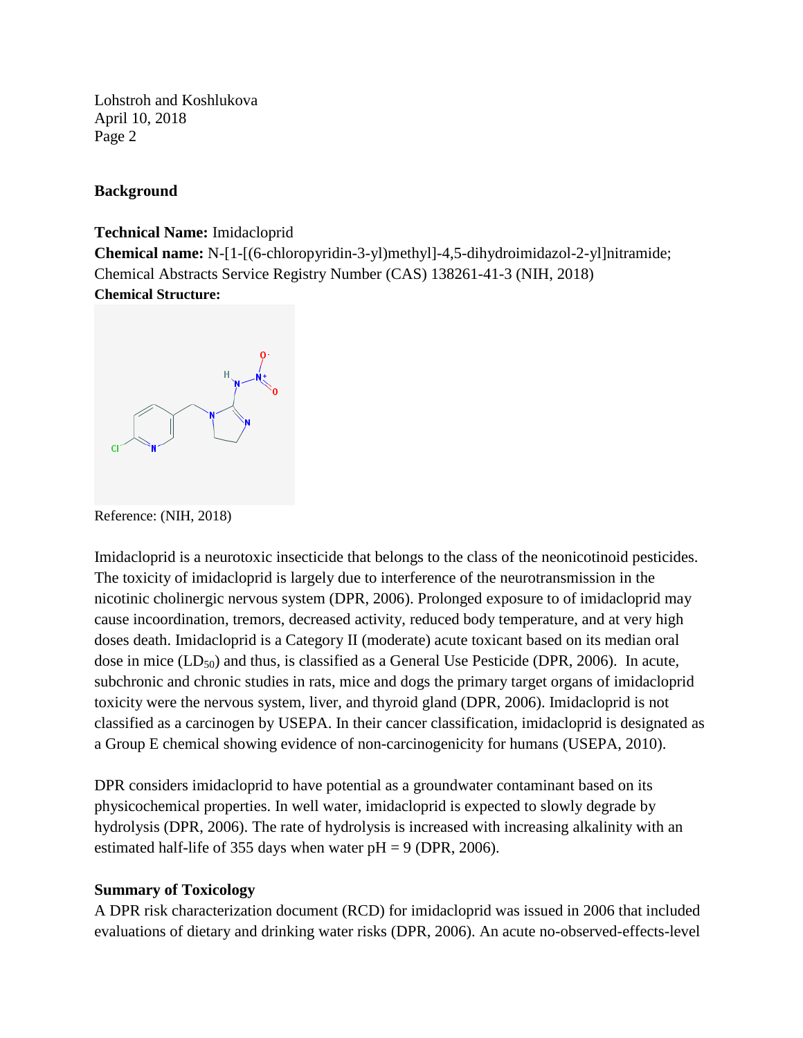**Background**

**Technical Name:** Imidacloprid
**Chemical name:** N-[1-[(6-chloropyridin-3-yl)methyl]-4,5-dihydroimidazol-2-yl]nitramide; Chemical Abstracts Service Registry Number (CAS) 138261-41-3 (NIH, 2018)
**Chemical Structure:**

Reference: (NIH, 2018)

Imidacloprid is a neurotoxic insecticide that belongs to the class of the neonicotinoid pesticides. The toxicity of imidacloprid is largely due to interference of the neurotransmission in the nicotinic cholinergic nervous system (DPR, 2006). Prolonged exposure to of imidacloprid may cause incoordination, tremors, decreased activity, reduced body temperature, and at very high doses death. Imidacloprid is a Category II (moderate) acute toxicant based on its median oral dose in mice ($LD_{50}$) and thus, is classified as a General Use Pesticide (DPR, 2006). In acute, subchronic and chronic studies in rats, mice and dogs the primary target organs of imidacloprid toxicity were the nervous system, liver, and thyroid gland (DPR, 2006). Imidacloprid is not classified as a carcinogen by USEPA. In their cancer classification, imidacloprid is designated as a Group E chemical showing evidence of non-carcinogenicity for humans (USEPA, 2010).

DPR considers imidacloprid to have potential as a groundwater contaminant based on its physicochemical properties. In well water, imidacloprid is expected to slowly degrade by hydrolysis (DPR, 2006). The rate of hydrolysis is increased with increasing alkalinity with an estimated half-life of 355 days when water pH = 9 (DPR, 2006).

**Summary of Toxicology**

A DPR risk characterization document (RCD) for imidacloprid was issued in 2006 that included evaluations of dietary and drinking water risks (DPR, 2006). An acute no-observed-effects-level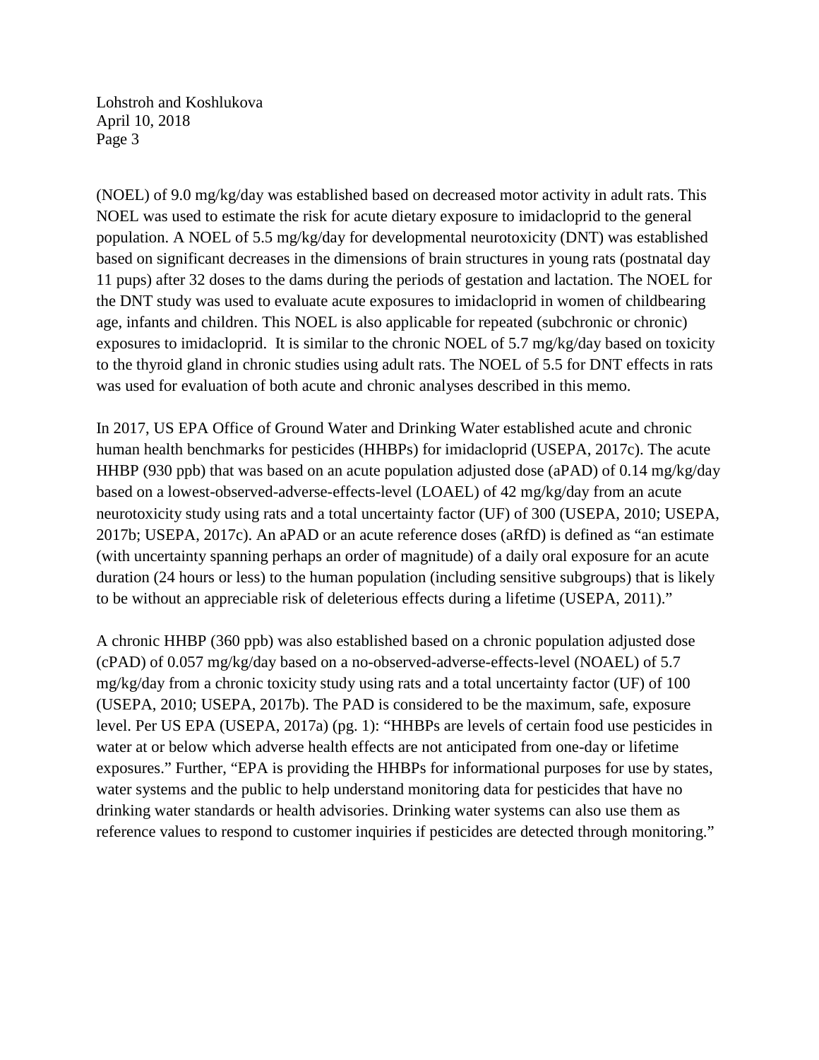(NOEL) of 9.0 mg/kg/day was established based on decreased motor activity in adult rats. This NOEL was used to estimate the risk for acute dietary exposure to imidacloprid to the general population. A NOEL of 5.5 mg/kg/day for developmental neurotoxicity (DNT) was established based on significant decreases in the dimensions of brain structures in young rats (postnatal day 11 pups) after 32 doses to the dams during the periods of gestation and lactation. The NOEL for the DNT study was used to evaluate acute exposures to imidacloprid in women of childbearing age, infants and children. This NOEL is also applicable for repeated (subchronic or chronic) exposures to imidacloprid. It is similar to the chronic NOEL of 5.7 mg/kg/day based on toxicity to the thyroid gland in chronic studies using adult rats. The NOEL of 5.5 for DNT effects in rats was used for evaluation of both acute and chronic analyses described in this memo.

In 2017, US EPA Office of Ground Water and Drinking Water established acute and chronic human health benchmarks for pesticides (HHBPs) for imidacloprid (USEPA, 2017c). The acute HHBP (930 ppb) that was based on an acute population adjusted dose (aPAD) of 0.14 mg/kg/day based on a lowest-observed-adverse-effects-level (LOAEL) of 42 mg/kg/day from an acute neurotoxicity study using rats and a total uncertainty factor (UF) of 300 (USEPA, 2010; USEPA, 2017b; USEPA, 2017c). An aPAD or an acute reference doses (aRfD) is defined as "an estimate (with uncertainty spanning perhaps an order of magnitude) of a daily oral exposure for an acute duration (24 hours or less) to the human population (including sensitive subgroups) that is likely to be without an appreciable risk of deleterious effects during a lifetime (USEPA, 2011)."

A chronic HHBP (360 ppb) was also established based on a chronic population adjusted dose (cPAD) of 0.057 mg/kg/day based on a no-observed-adverse-effects-level (NOAEL) of 5.7 mg/kg/day from a chronic toxicity study using rats and a total uncertainty factor (UF) of 100 (USEPA, 2010; USEPA, 2017b). The PAD is considered to be the maximum, safe, exposure level. Per US EPA (USEPA, 2017a) (pg. 1): "HHBPs are levels of certain food use pesticides in water at or below which adverse health effects are not anticipated from one-day or lifetime exposures." Further, "EPA is providing the HHBPs for informational purposes for use by states, water systems and the public to help understand monitoring data for pesticides that have no drinking water standards or health advisories. Drinking water systems can also use them as reference values to respond to customer inquiries if pesticides are detected through monitoring."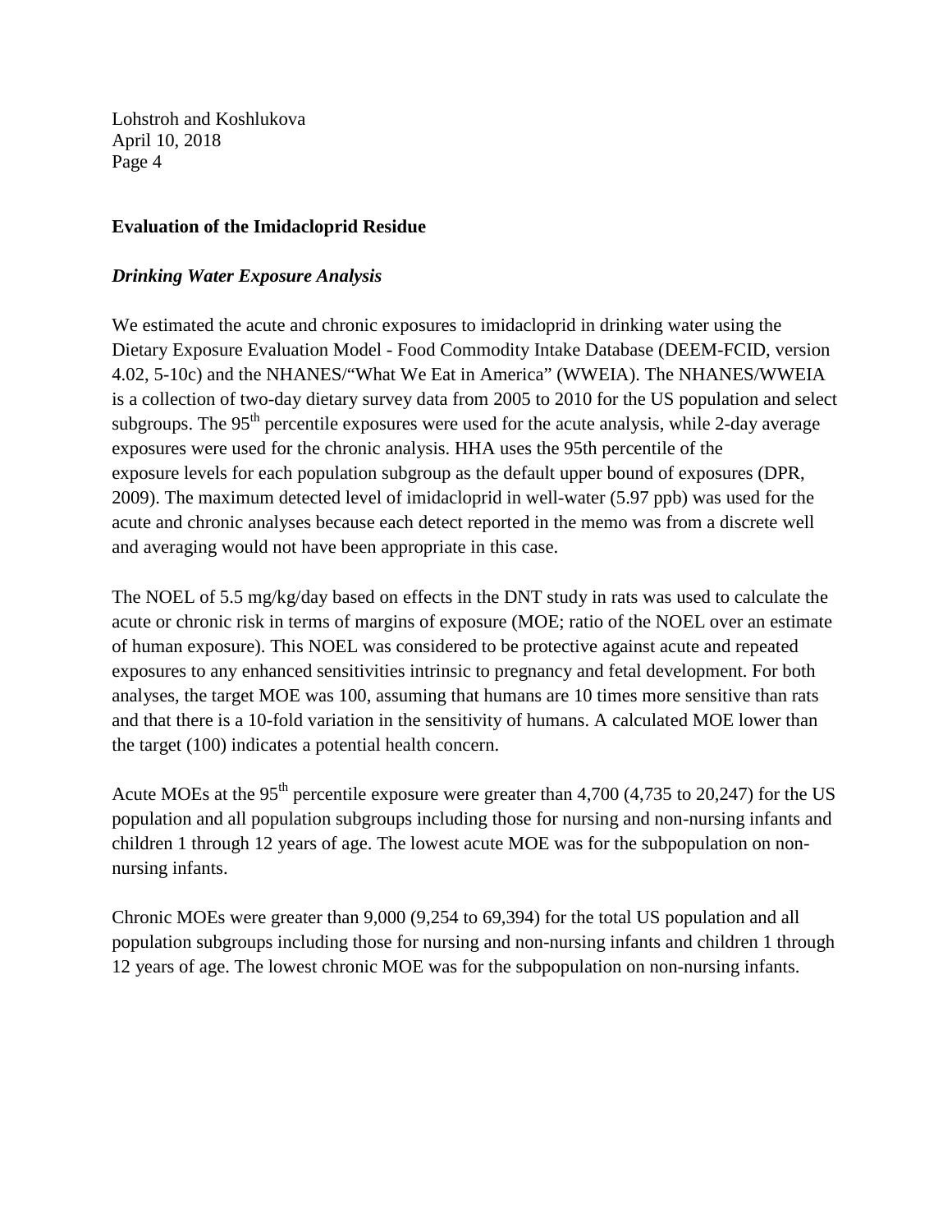**Evaluation of the Imidacloprid Residue**

***Drinking Water Exposure Analysis***

We estimated the acute and chronic exposures to imidacloprid in drinking water using the Dietary Exposure Evaluation Model - Food Commodity Intake Database (DEEM-FCID, version 4.02, 5-10c) and the NHANES/"What We Eat in America" (WWEIA). The NHANES/WWEIA is a collection of two-day dietary survey data from 2005 to 2010 for the US population and select subgroups. The 95$^{th}$ percentile exposures were used for the acute analysis, while 2-day average exposures were used for the chronic analysis. HHA uses the 95th percentile of the exposure levels for each population subgroup as the default upper bound of exposures (DPR, 2009). The maximum detected level of imidacloprid in well-water (5.97 ppb) was used for the acute and chronic analyses because each detect reported in the memo was from a discrete well and averaging would not have been appropriate in this case.

The NOEL of 5.5 mg/kg/day based on effects in the DNT study in rats was used to calculate the acute or chronic risk in terms of margins of exposure (MOE; ratio of the NOEL over an estimate of human exposure). This NOEL was considered to be protective against acute and repeated exposures to any enhanced sensitivities intrinsic to pregnancy and fetal development. For both analyses, the target MOE was 100, assuming that humans are 10 times more sensitive than rats and that there is a 10-fold variation in the sensitivity of humans. A calculated MOE lower than the target (100) indicates a potential health concern.

Acute MOEs at the 95$^{th}$ percentile exposure were greater than 4,700 (4,735 to 20,247) for the US population and all population subgroups including those for nursing and non-nursing infants and children 1 through 12 years of age. The lowest acute MOE was for the subpopulation on non-nursing infants.

Chronic MOEs were greater than 9,000 (9,254 to 69,394) for the total US population and all population subgroups including those for nursing and non-nursing infants and children 1 through 12 years of age. The lowest chronic MOE was for the subpopulation on non-nursing infants.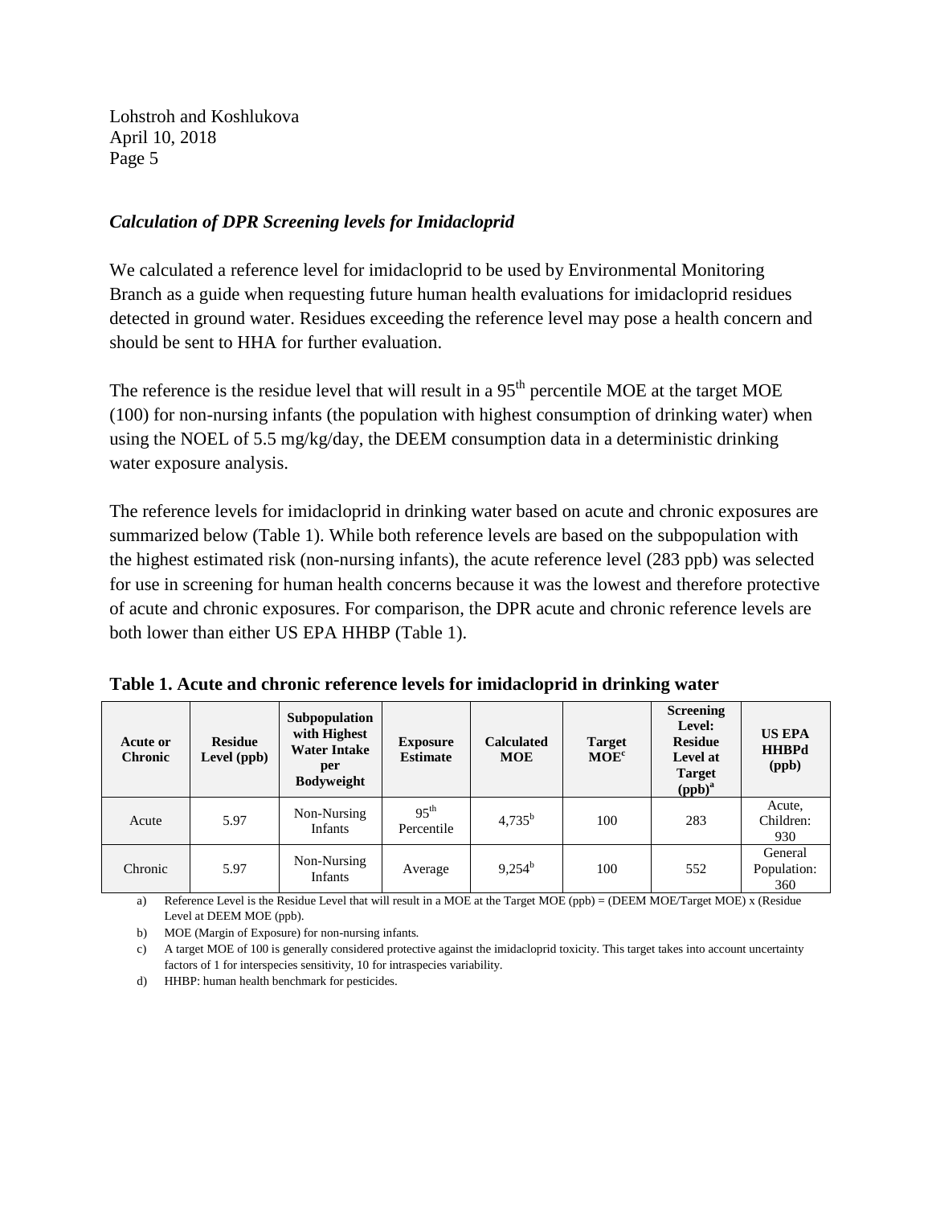### *Calculation of DPR Screening levels for Imidacloprid*

We calculated a reference level for imidacloprid to be used by Environmental Monitoring Branch as a guide when requesting future human health evaluations for imidacloprid residues detected in ground water. Residues exceeding the reference level may pose a health concern and should be sent to HHA for further evaluation.

The reference is the residue level that will result in a 95$^{th}$ percentile MOE at the target MOE (100) for non-nursing infants (the population with highest consumption of drinking water) when using the NOEL of 5.5 mg/kg/day, the DEEM consumption data in a deterministic drinking water exposure analysis.

The reference levels for imidacloprid in drinking water based on acute and chronic exposures are summarized below (Table 1). While both reference levels are based on the subpopulation with the highest estimated risk (non-nursing infants), the acute reference level (283 ppb) was selected for use in screening for human health concerns because it was the lowest and therefore protective of acute and chronic exposures. For comparison, the DPR acute and chronic reference levels are both lower than either US EPA HHBP (Table 1).

**Table 1. Acute and chronic reference levels for imidacloprid in drinking water**

| Acute or Chronic | Residue Level (ppb) | Subpopulation with Highest Water Intake per Bodyweight | Exposure Estimate | Calculated MOE | Target MOE[c] | Screening Level: Residue Level at Target (ppb)[a] | US EPA HHBPd (ppb) |
|---|---|---|---|---|---|---|---|
| Acute | 5.97 | Non-Nursing Infants | 95$^{th}$ Percentile | 4,735[b] | 100 | 283 | Acute, Children: 930 |
| Chronic | 5.97 | Non-Nursing Infants | Average | 9,254[b] | 100 | 552 | General Population: 360 |

a) Reference Level is the Residue Level that will result in a MOE at the Target MOE (ppb) = (DEEM MOE/Target MOE) x (Residue Level at DEEM MOE (ppb).

b) MOE (Margin of Exposure) for non-nursing infants.

c) A target MOE of 100 is generally considered protective against the imidacloprid toxicity. This target takes into account uncertainty factors of 1 for interspecies sensitivity, 10 for intraspecies variability.

d) HHBP: human health benchmark for pesticides.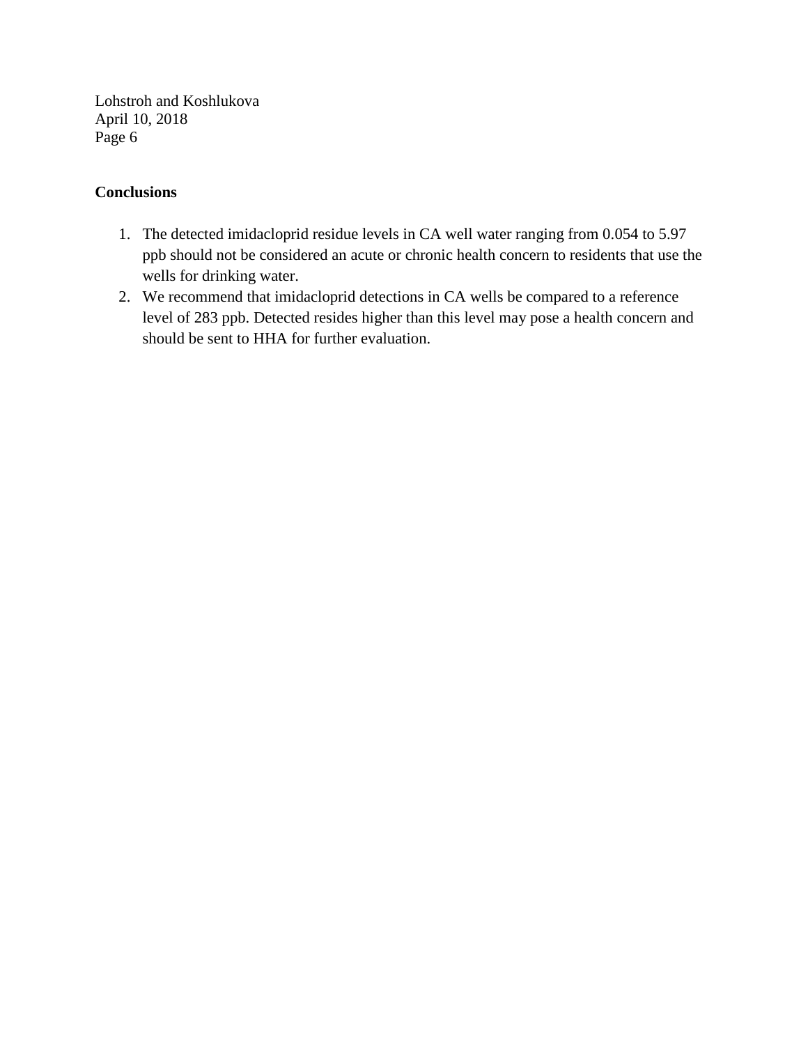**Conclusions**

1. The detected imidacloprid residue levels in CA well water ranging from 0.054 to 5.97 ppb should not be considered an acute or chronic health concern to residents that use the wells for drinking water.
2. We recommend that imidacloprid detections in CA wells be compared to a reference level of 283 ppb. Detected resides higher than this level may pose a health concern and should be sent to HHA for further evaluation.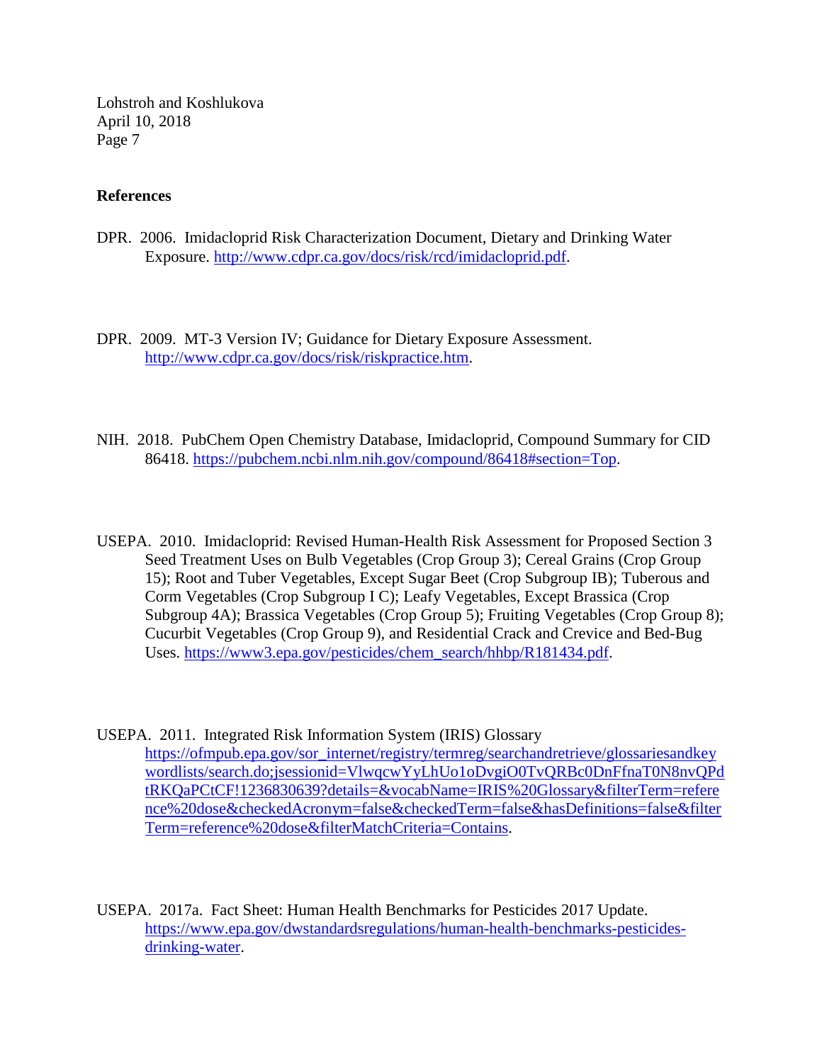## References

DPR. 2006. Imidacloprid Risk Characterization Document, Dietary and Drinking Water Exposure. http://www.cdpr.ca.gov/docs/risk/rcd/imidacloprid.pdf.

DPR. 2009. MT-3 Version IV; Guidance for Dietary Exposure Assessment. http://www.cdpr.ca.gov/docs/risk/riskpractice.htm.

NIH. 2018. PubChem Open Chemistry Database, Imidacloprid, Compound Summary for CID 86418. https://pubchem.ncbi.nlm.nih.gov/compound/86418#section=Top.

USEPA. 2010. Imidacloprid: Revised Human-Health Risk Assessment for Proposed Section 3 Seed Treatment Uses on Bulb Vegetables (Crop Group 3); Cereal Grains (Crop Group 15); Root and Tuber Vegetables, Except Sugar Beet (Crop Subgroup IB); Tuberous and Corm Vegetables (Crop Subgroup I C); Leafy Vegetables, Except Brassica (Crop Subgroup 4A); Brassica Vegetables (Crop Group 5); Fruiting Vegetables (Crop Group 8); Cucurbit Vegetables (Crop Group 9), and Residential Crack and Crevice and Bed-Bug Uses. https://www3.epa.gov/pesticides/chem_search/hhbp/R181434.pdf.

USEPA. 2011. Integrated Risk Information System (IRIS) Glossary https://ofmpub.epa.gov/sor_internet/registry/termreg/searchandretrieve/glossariesandkeywordlists/search.do;jsessionid=VlwqcwYyLhUo1oDvgiO0TvQRBc0DnFfnaT0N8nvQPdtRKQaPCtCF!1236830639?details=&vocabName=IRIS%20Glossary&filterTerm=reference%20dose&checkedAcronym=false&checkedTerm=false&hasDefinitions=false&filterTerm=reference%20dose&filterMatchCriteria=Contains.

USEPA. 2017a. Fact Sheet: Human Health Benchmarks for Pesticides 2017 Update. https://www.epa.gov/dwstandardsregulations/human-health-benchmarks-pesticides-drinking-water.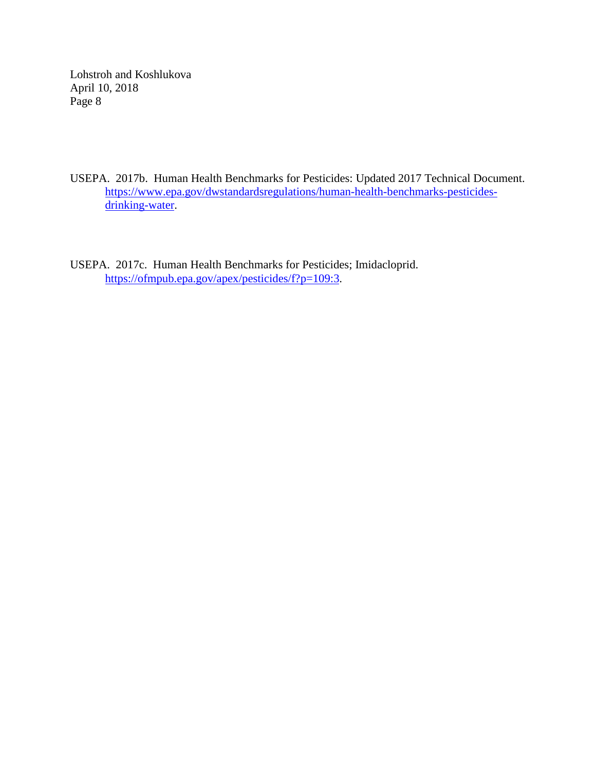USEPA. 2017b. Human Health Benchmarks for Pesticides: Updated 2017 Technical Document. https://www.epa.gov/dwstandardsregulations/human-health-benchmarks-pesticides-drinking-water.

USEPA. 2017c. Human Health Benchmarks for Pesticides; Imidacloprid. https://ofmpub.epa.gov/apex/pesticides/f?p=109:3.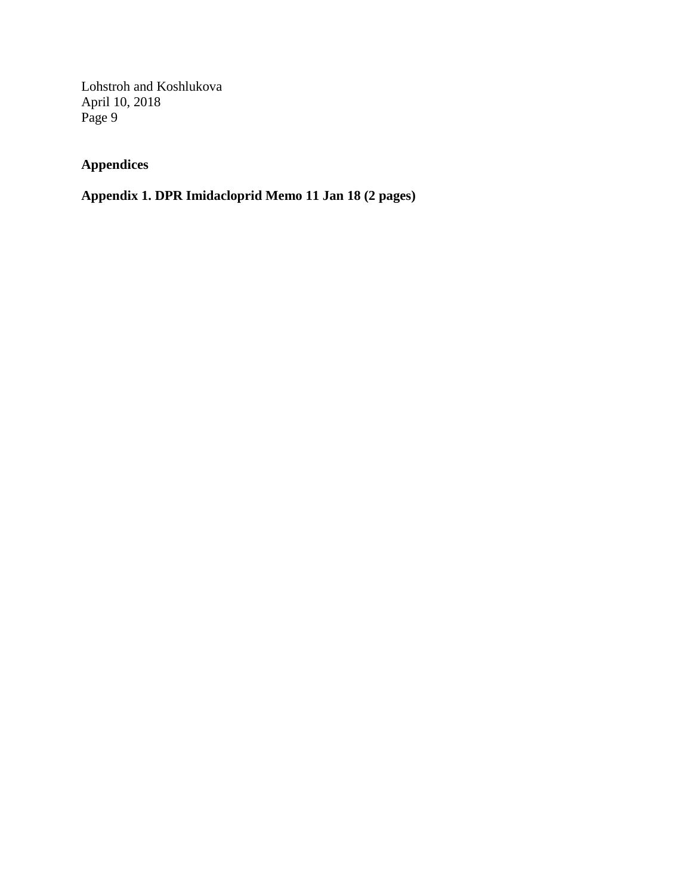## Appendices

### Appendix 1. DPR Imidacloprid Memo 11 Jan 18 (2 pages)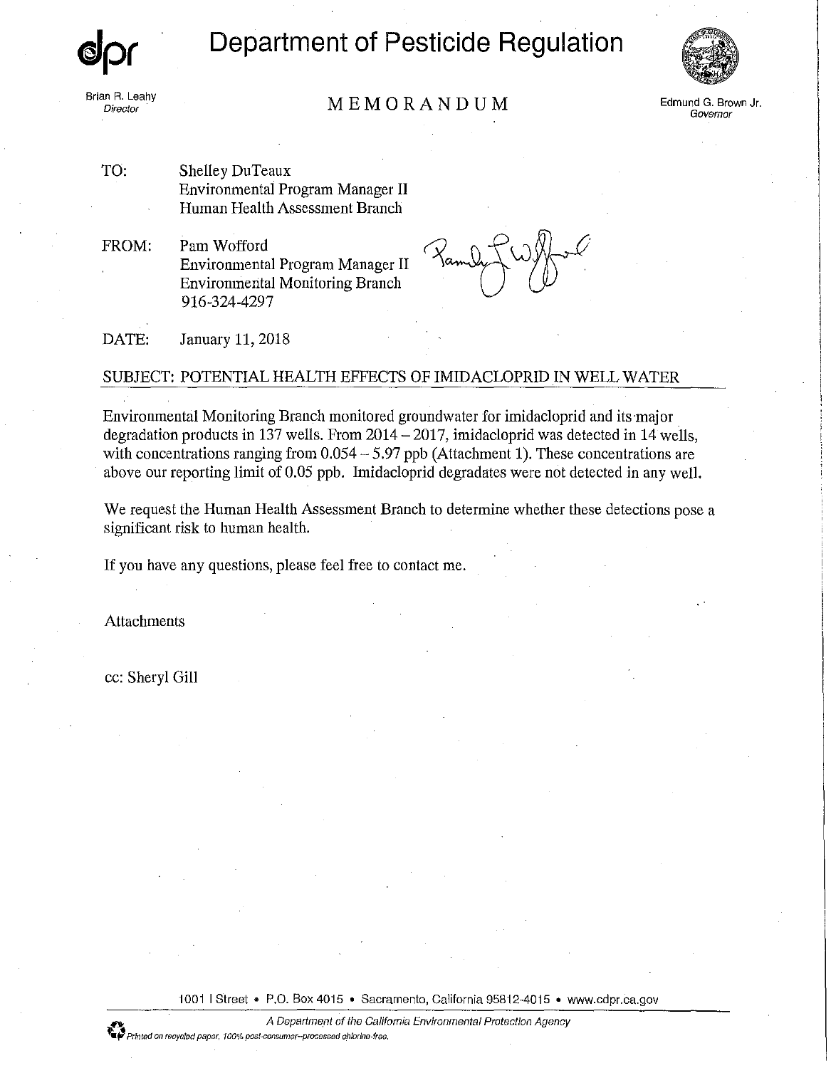# Department of Pesticide Regulation

Brian R. Leahy
*Director*

## MEMORANDUM

Edmund G. Brown Jr.
*Governor*

TO: Shelley DuTeaux
Environmental Program Manager II
Human Health Assessment Branch

FROM: Pam Wofford
Environmental Program Manager II
Environmental Monitoring Branch
916-324-4297

DATE: January 11, 2018

SUBJECT: POTENTIAL HEALTH EFFECTS OF IMIDACLOPRID IN WELL WATER

Environmental Monitoring Branch monitored groundwater for imidacloprid and its major degradation products in 137 wells. From 2014 – 2017, imidacloprid was detected in 14 wells, with concentrations ranging from 0.054 – 5.97 ppb (Attachment 1). These concentrations are above our reporting limit of 0.05 ppb. Imidacloprid degradates were not detected in any well.

We request the Human Health Assessment Branch to determine whether these detections pose a significant risk to human health.

If you have any questions, please feel free to contact me.

Attachments

cc: Sheryl Gill

1001 I Street • P.O. Box 4015 • Sacramento, California 95812-4015 • www.cdpr.ca.gov

*A Department of the California Environmental Protection Agency*

*Printed on recycled paper, 100% post-consumer–processed chlorine-free.*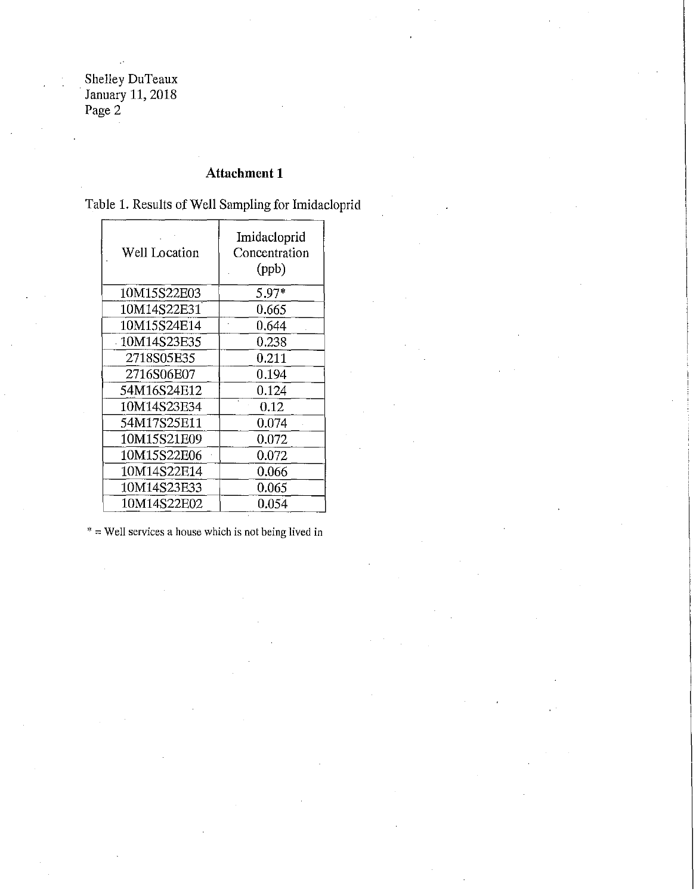## Attachment 1

Table 1. Results of Well Sampling for Imidacloprid

| Well Location | Imidacloprid Concentration (ppb) |
|---|---|
| 10M15S22E03 | 5.97* |
| 10M14S22E31 | 0.665 |
| 10M15S24E14 | 0.644 |
| 10M14S23E35 | 0.238 |
| 2718S05E35 | 0.211 |
| 2716S06E07 | 0.194 |
| 54M16S24E12 | 0.124 |
| 10M14S23E34 | 0.12 |
| 54M17S25E11 | 0.074 |
| 10M15S21E09 | 0.072 |
| 10M15S22E06 | 0.072 |
| 10M14S22E14 | 0.066 |
| 10M14S23E33 | 0.065 |
| 10M14S22E02 | 0.054 |

* = Well services a house which is not being lived in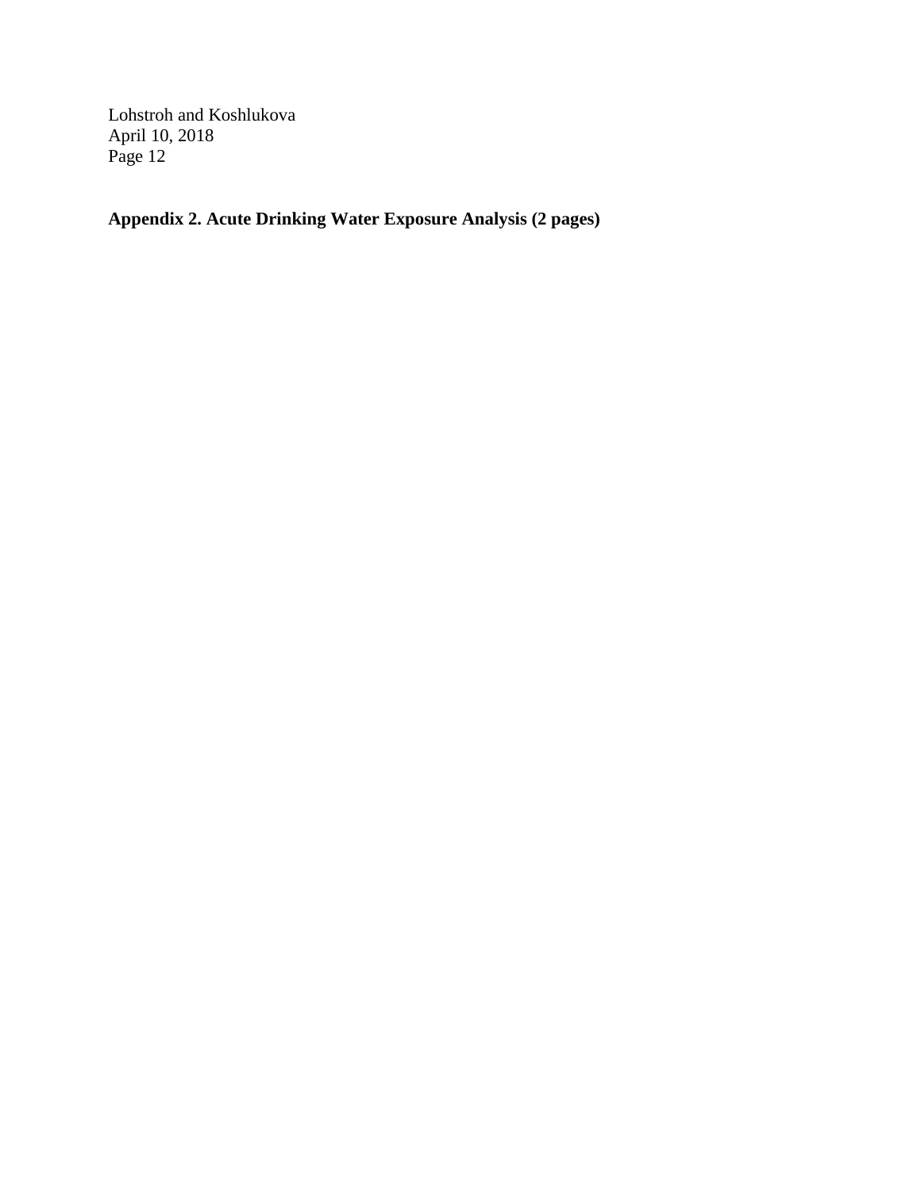**Appendix 2. Acute Drinking Water Exposure Analysis (2 pages)**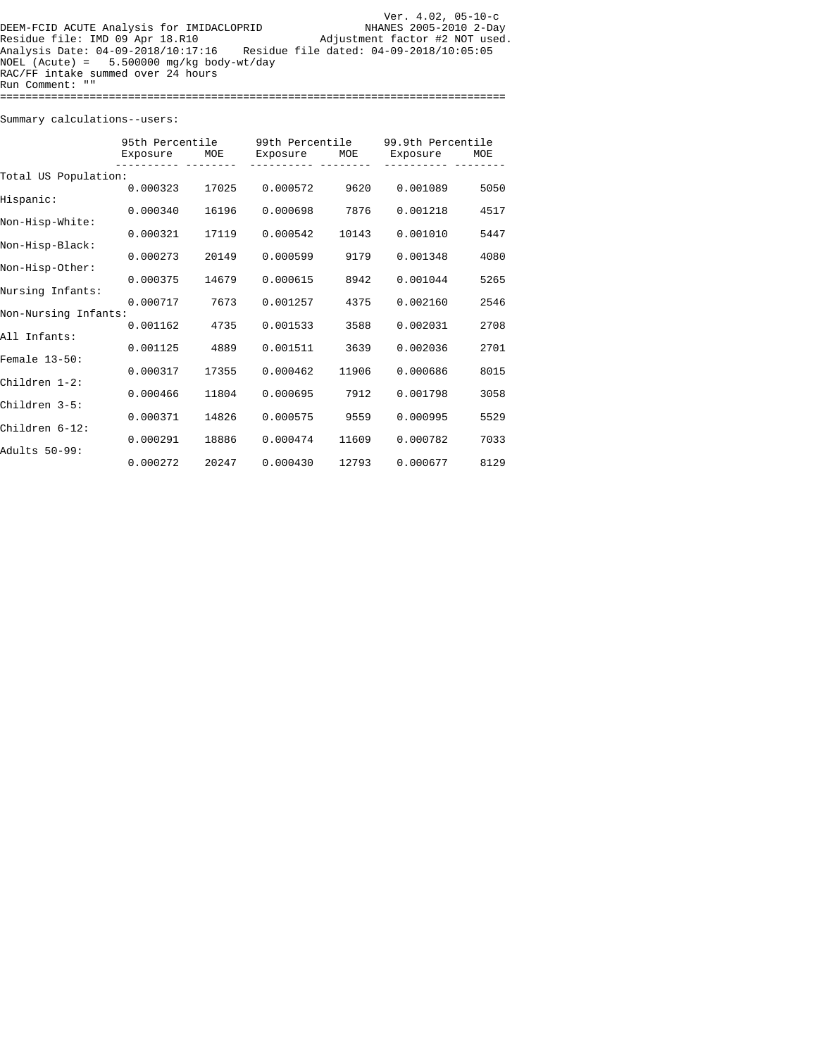```
                                                           Ver. 4.02, 05-10-c
DEEM-FCID ACUTE Analysis for IMIDACLOPRID                 NHANES 2005-2010 2-Day
Residue file: IMD 09 Apr 18.R10                  Adjustment factor #2 NOT used.
Analysis Date: 04-09-2018/10:17:16    Residue file dated: 04-09-2018/10:05:05
NOEL (Acute) =   5.500000 mg/kg body-wt/day
RAC/FF intake summed over 24 hours
Run Comment: ""
===============================================================================
```

Summary calculations--users:

| | 95th Percentile | | 99th Percentile | | 99.9th Percentile | |
|---|---|---|---|---|---|---|
| | Exposure | MOE | Exposure | MOE | Exposure | MOE |
| Total US Population: | 0.000323 | 17025 | 0.000572 | 9620 | 0.001089 | 5050 |
| Hispanic: | 0.000340 | 16196 | 0.000698 | 7876 | 0.001218 | 4517 |
| Non-Hisp-White: | 0.000321 | 17119 | 0.000542 | 10143 | 0.001010 | 5447 |
| Non-Hisp-Black: | 0.000273 | 20149 | 0.000599 | 9179 | 0.001348 | 4080 |
| Non-Hisp-Other: | 0.000375 | 14679 | 0.000615 | 8942 | 0.001044 | 5265 |
| Nursing Infants: | 0.000717 | 7673 | 0.001257 | 4375 | 0.002160 | 2546 |
| Non-Nursing Infants: | 0.001162 | 4735 | 0.001533 | 3588 | 0.002031 | 2708 |
| All Infants: | 0.001125 | 4889 | 0.001511 | 3639 | 0.002036 | 2701 |
| Female 13-50: | 0.000317 | 17355 | 0.000462 | 11906 | 0.000686 | 8015 |
| Children 1-2: | 0.000466 | 11804 | 0.000695 | 7912 | 0.001798 | 3058 |
| Children 3-5: | 0.000371 | 14826 | 0.000575 | 9559 | 0.000995 | 5529 |
| Children 6-12: | 0.000291 | 18886 | 0.000474 | 11609 | 0.000782 | 7033 |
| Adults 50-99: | 0.000272 | 20247 | 0.000430 | 12793 | 0.000677 | 8129 |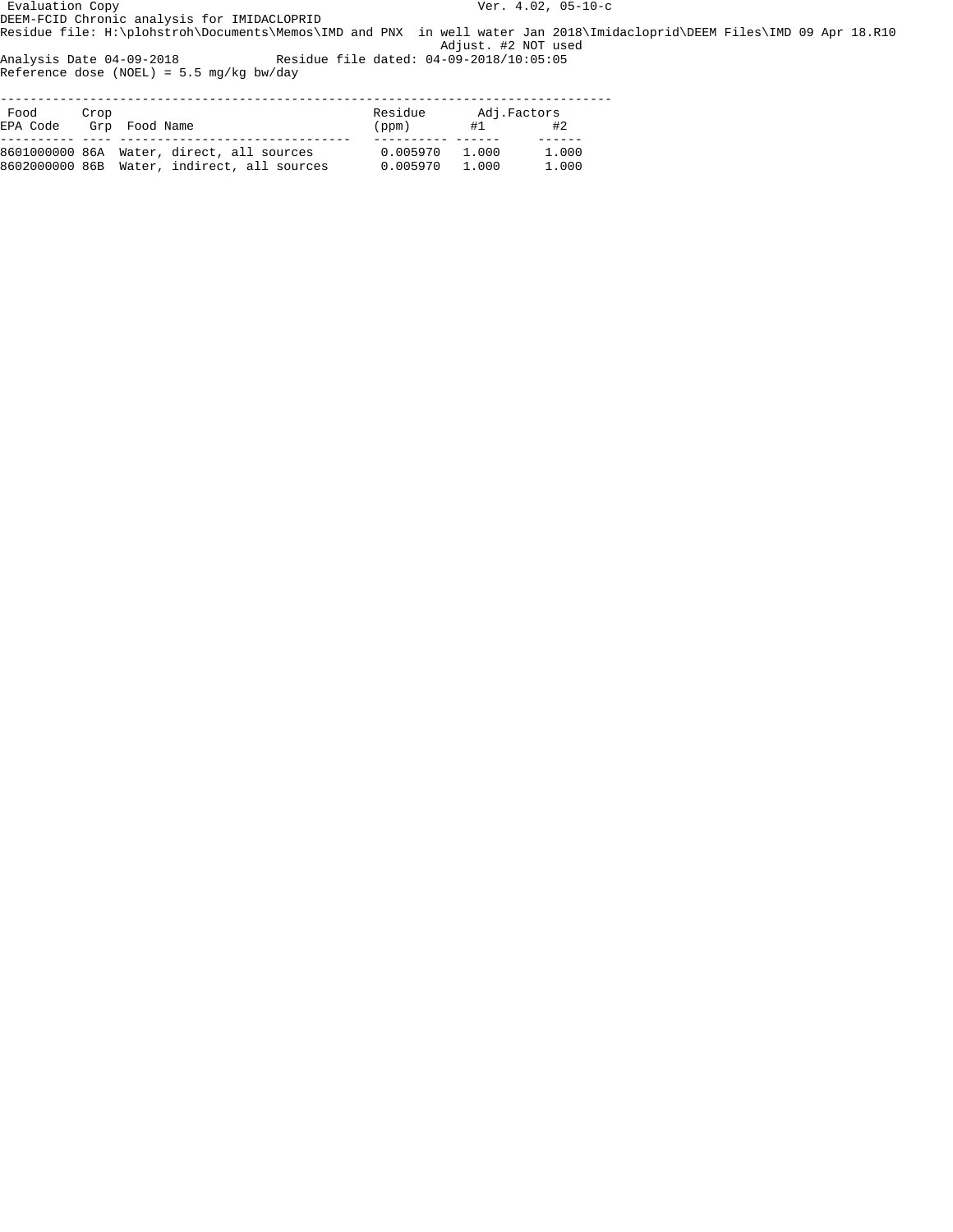Evaluation Copy Ver. 4.02, 05-10-c

DEEM-FCID Chronic analysis for IMIDACLOPRID

Residue file: H:\plohstroh\Documents\Memos\IMD and PNX in well water Jan 2018\Imidacloprid\DEEM Files\IMD 09 Apr 18.R10

Adjust. #2 NOT used

Analysis Date 04-09-2018 Residue file dated: 04-09-2018/10:05:05

Reference dose (NOEL) = 5.5 mg/kg bw/day

| Food EPA Code | Crop Grp | Food Name | Residue (ppm) | Adj.Factors #1 | #2 |
|---|---|---|---|---|---|
| 8601000000 | 86A | Water, direct, all sources | 0.005970 | 1.000 | 1.000 |
| 8602000000 | 86B | Water, indirect, all sources | 0.005970 | 1.000 | 1.000 |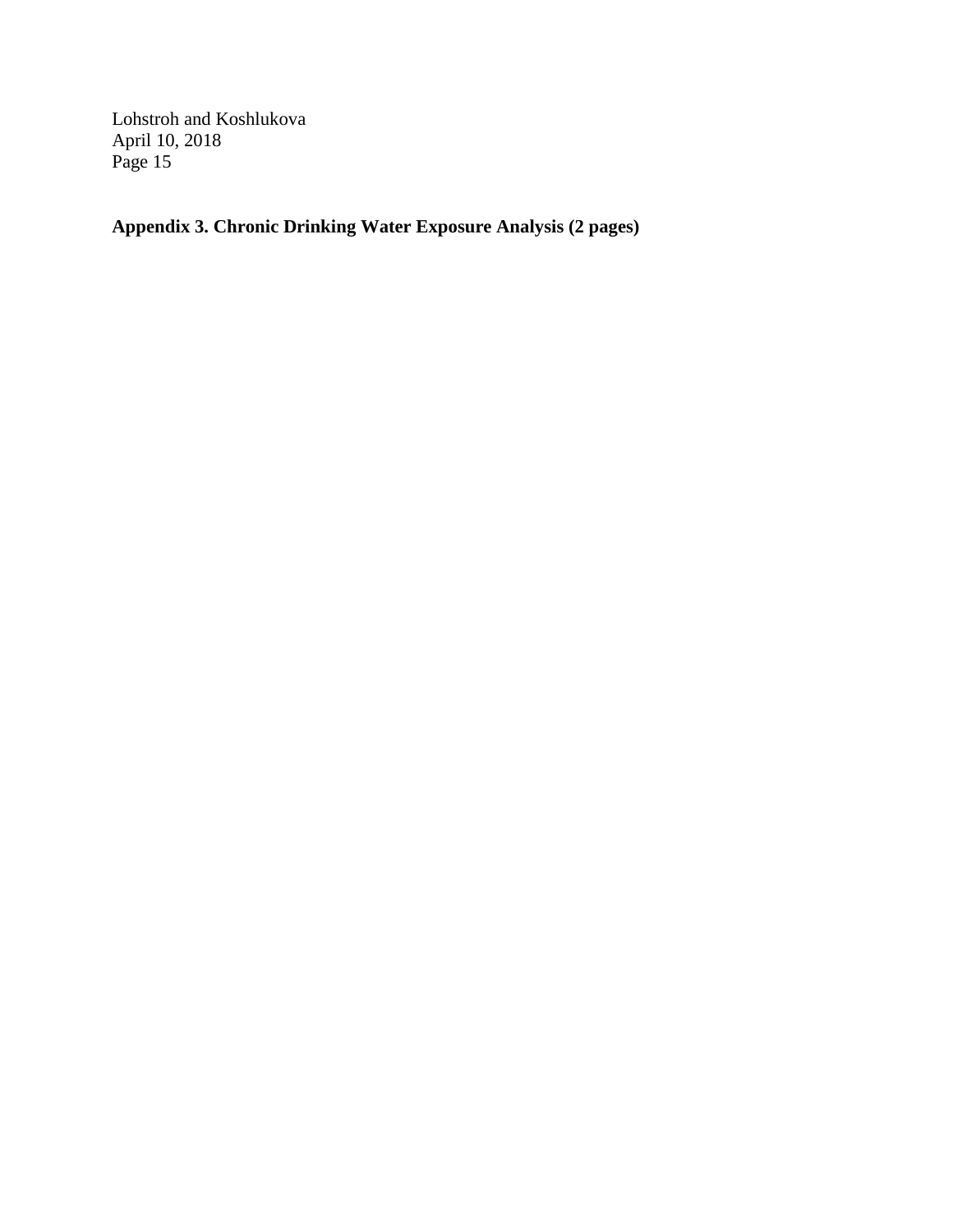**Appendix 3. Chronic Drinking Water Exposure Analysis (2 pages)**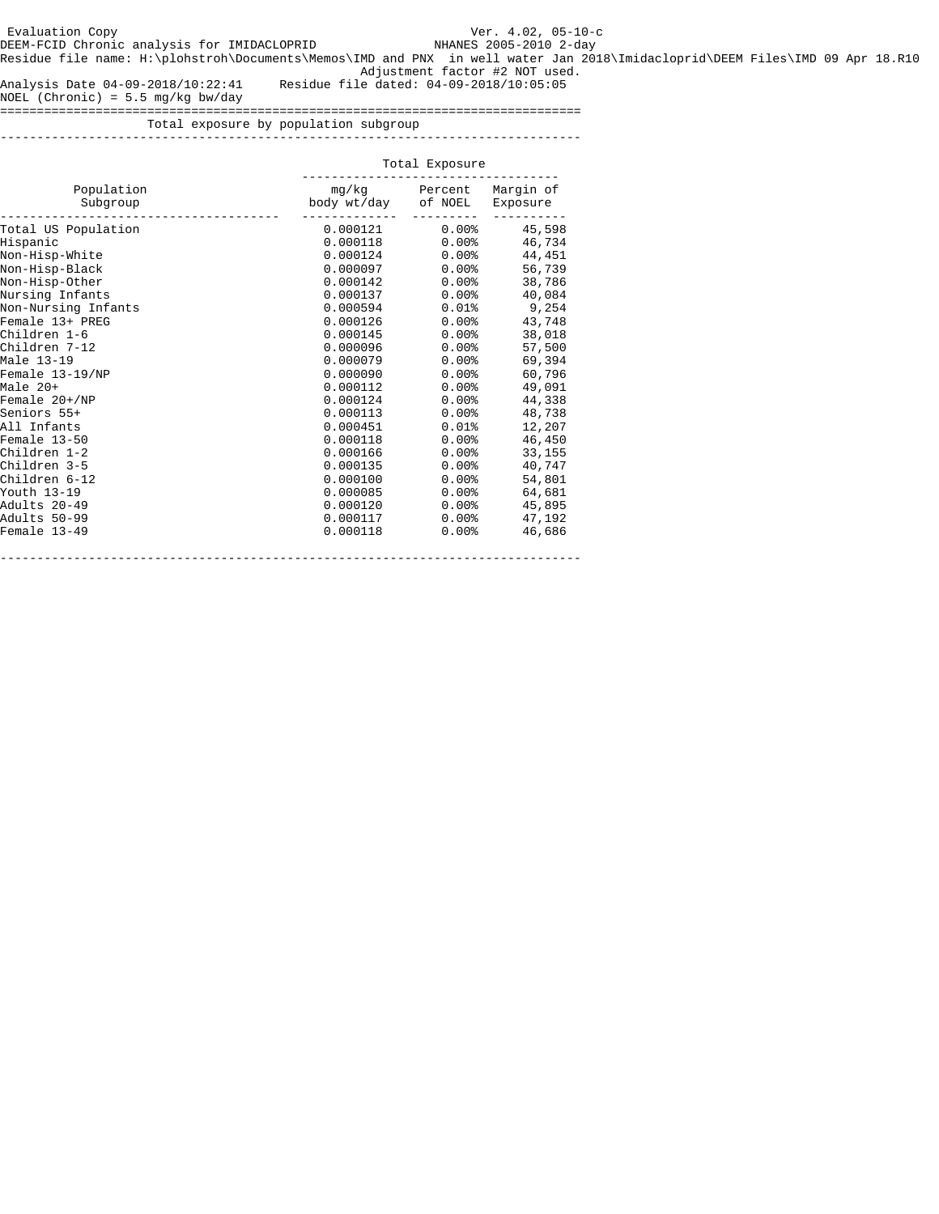Evaluation Copy — Ver. 4.02, 05-10-c

DEEM-FCID Chronic analysis for IMIDACLOPRID — NHANES 2005-2010 2-day

Residue file name: H:\plohstroh\Documents\Memos\IMD and PNX in well water Jan 2018\Imidacloprid\DEEM Files\IMD 09 Apr 18.R10

Adjustment factor #2 NOT used.

Analysis Date 04-09-2018/10:22:41 Residue file dated: 04-09-2018/10:05:05

NOEL (Chronic) = 5.5 mg/kg bw/day

## Total exposure by population subgroup

| Population Subgroup | Total Exposure | | |
|---|---|---|---|
| | mg/kg body wt/day | Percent of NOEL | Margin of Exposure |
| Total US Population | 0.000121 | 0.00% | 45,598 |
| Hispanic | 0.000118 | 0.00% | 46,734 |
| Non-Hisp-White | 0.000124 | 0.00% | 44,451 |
| Non-Hisp-Black | 0.000097 | 0.00% | 56,739 |
| Non-Hisp-Other | 0.000142 | 0.00% | 38,786 |
| Nursing Infants | 0.000137 | 0.00% | 40,084 |
| Non-Nursing Infants | 0.000594 | 0.01% | 9,254 |
| Female 13+ PREG | 0.000126 | 0.00% | 43,748 |
| Children 1-6 | 0.000145 | 0.00% | 38,018 |
| Children 7-12 | 0.000096 | 0.00% | 57,500 |
| Male 13-19 | 0.000079 | 0.00% | 69,394 |
| Female 13-19/NP | 0.000090 | 0.00% | 60,796 |
| Male 20+ | 0.000112 | 0.00% | 49,091 |
| Female 20+/NP | 0.000124 | 0.00% | 44,338 |
| Seniors 55+ | 0.000113 | 0.00% | 48,738 |
| All Infants | 0.000451 | 0.01% | 12,207 |
| Female 13-50 | 0.000118 | 0.00% | 46,450 |
| Children 1-2 | 0.000166 | 0.00% | 33,155 |
| Children 3-5 | 0.000135 | 0.00% | 40,747 |
| Children 6-12 | 0.000100 | 0.00% | 54,801 |
| Youth 13-19 | 0.000085 | 0.00% | 64,681 |
| Adults 20-49 | 0.000120 | 0.00% | 45,895 |
| Adults 50-99 | 0.000117 | 0.00% | 47,192 |
| Female 13-49 | 0.000118 | 0.00% | 46,686 |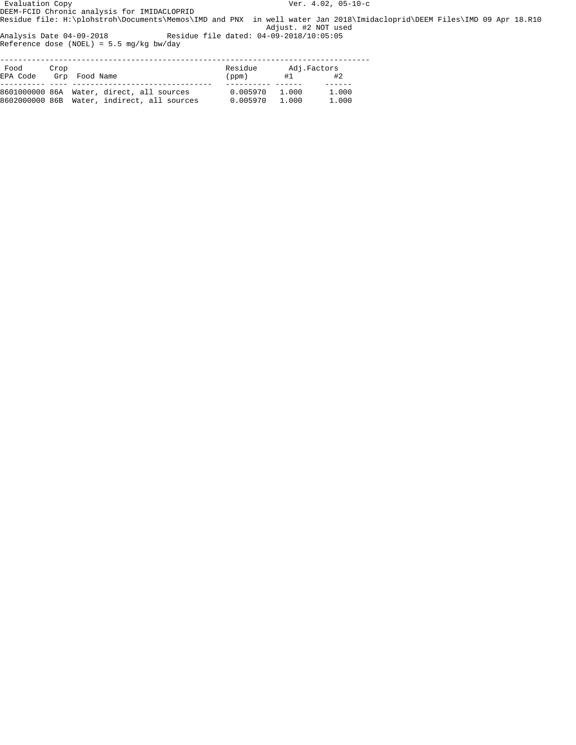Evaluation Copy                                                Ver. 4.02, 05-10-c

DEEM-FCID Chronic analysis for IMIDACLOPRID

Residue file: H:\plohstroh\Documents\Memos\IMD and PNX  in well water Jan 2018\Imidacloprid\DEEM Files\IMD 09 Apr 18.R10

Adjust. #2 NOT used

Analysis Date 04-09-2018            Residue file dated: 04-09-2018/10:05:05

Reference dose (NOEL) = 5.5 mg/kg bw/day

| Food EPA Code | Crop Grp | Food Name | Residue (ppm) | Adj.Factors #1 | Adj.Factors #2 |
|---|---|---|---|---|---|
| 8601000000 | 86A | Water, direct, all sources | 0.005970 | 1.000 | 1.000 |
| 8602000000 | 86B | Water, indirect, all sources | 0.005970 | 1.000 | 1.000 |